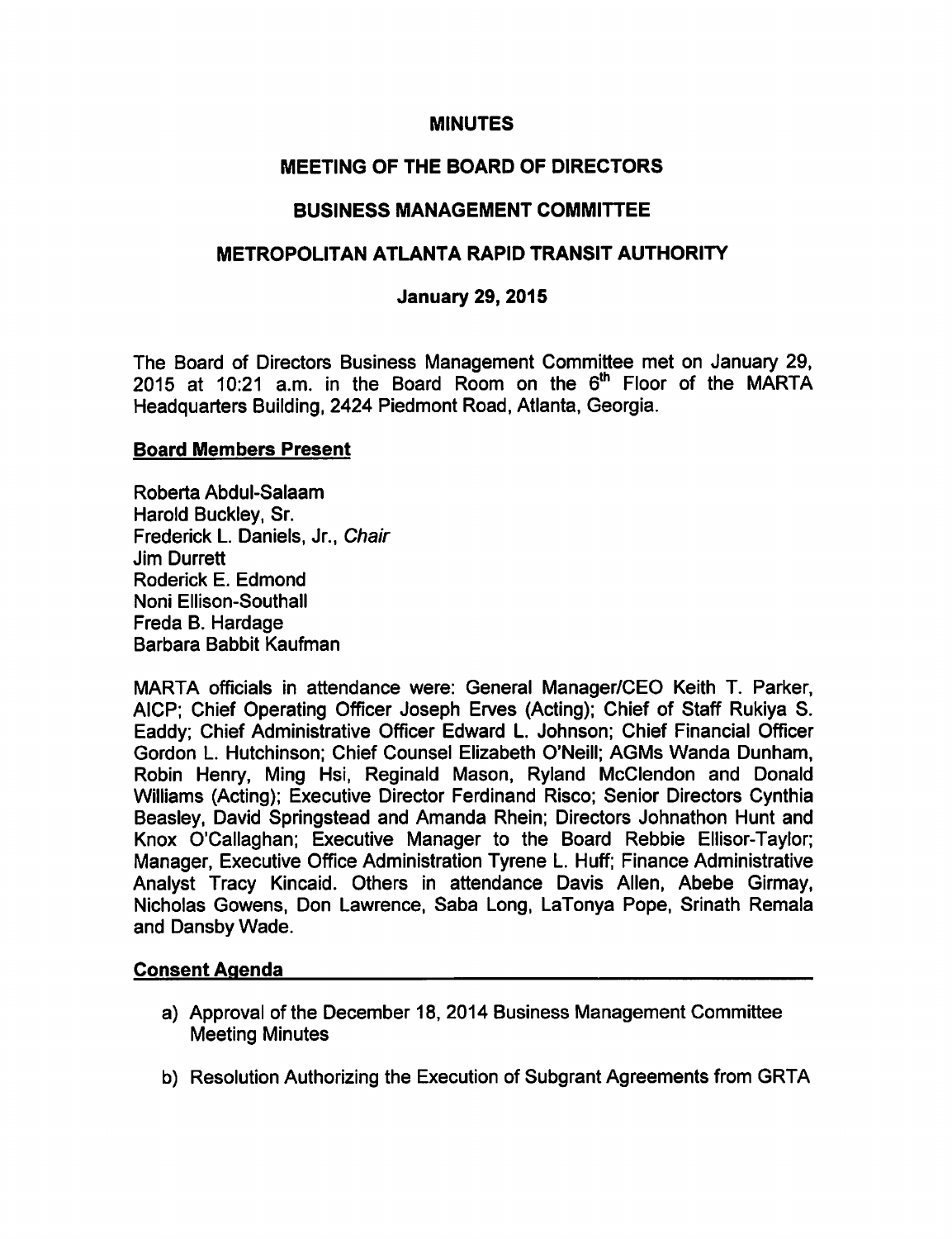# MINUTES

## MEETING OF THE BOARD OF DIRECTORS

## BUSINESS MANAGEMENT COMMITTEE

## METROPOLITAN ATLANTA RAPID TRANSIT AUTHORITY

### January 29, 2015

The Board of Directors Business Management Committee met on January 29, 2015 at 10:21 a.m. in the Board Room on the 6th Floor of the MARTA Headquarters Building, 2424 Piedmont Road, Atlanta, Georgia.

**Board Members Present**

Roberta Abdul-Salaam
Harold Buckley, Sr.
Frederick L. Daniels, Jr., *Chair*
Jim Durrett
Roderick E. Edmond
Noni Ellison-Southall
Freda B. Hardage
Barbara Babbit Kaufman

MARTA officials in attendance were: General Manager/CEO Keith T. Parker, AICP; Chief Operating Officer Joseph Erves (Acting); Chief of Staff Rukiya S. Eaddy; Chief Administrative Officer Edward L. Johnson; Chief Financial Officer Gordon L. Hutchinson; Chief Counsel Elizabeth O'Neill; AGMs Wanda Dunham, Robin Henry, Ming Hsi, Reginald Mason, Ryland McClendon and Donald Williams (Acting); Executive Director Ferdinand Risco; Senior Directors Cynthia Beasley, David Springstead and Amanda Rhein; Directors Johnathon Hunt and Knox O'Callaghan; Executive Manager to the Board Rebbie Ellisor-Taylor; Manager, Executive Office Administration Tyrene L. Huff; Finance Administrative Analyst Tracy Kincaid. Others in attendance Davis Allen, Abebe Girmay, Nicholas Gowens, Don Lawrence, Saba Long, LaTonya Pope, Srinath Remala and Dansby Wade.

**Consent Agenda**

a) Approval of the December 18, 2014 Business Management Committee Meeting Minutes

b) Resolution Authorizing the Execution of Subgrant Agreements from GRTA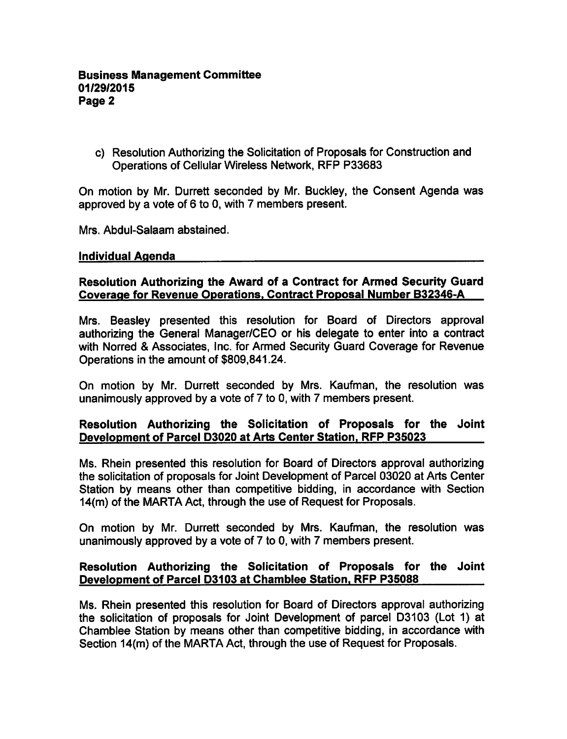c) Resolution Authorizing the Solicitation of Proposals for Construction and Operations of Cellular Wireless Network, RFP P33683

On motion by Mr. Durrett seconded by Mr. Buckley, the Consent Agenda was approved by a vote of 6 to 0, with 7 members present.

Mrs. Abdul-Salaam abstained.

## Individual Agenda

### Resolution Authorizing the Award of a Contract for Armed Security Guard Coverage for Revenue Operations, Contract Proposal Number B32346-A

Mrs. Beasley presented this resolution for Board of Directors approval authorizing the General Manager/CEO or his delegate to enter into a contract with Norred & Associates, Inc. for Armed Security Guard Coverage for Revenue Operations in the amount of $809,841.24.

On motion by Mr. Durrett seconded by Mrs. Kaufman, the resolution was unanimously approved by a vote of 7 to 0, with 7 members present.

### Resolution Authorizing the Solicitation of Proposals for the Joint Development of Parcel D3020 at Arts Center Station, RFP P35023

Ms. Rhein presented this resolution for Board of Directors approval authorizing the solicitation of proposals for Joint Development of Parcel 03020 at Arts Center Station by means other than competitive bidding, in accordance with Section 14(m) of the MARTA Act, through the use of Request for Proposals.

On motion by Mr. Durrett seconded by Mrs. Kaufman, the resolution was unanimously approved by a vote of 7 to 0, with 7 members present.

### Resolution Authorizing the Solicitation of Proposals for the Joint Development of Parcel D3103 at Chamblee Station, RFP P35088

Ms. Rhein presented this resolution for Board of Directors approval authorizing the solicitation of proposals for Joint Development of parcel D3103 (Lot 1) at Chamblee Station by means other than competitive bidding, in accordance with Section 14(m) of the MARTA Act, through the use of Request for Proposals.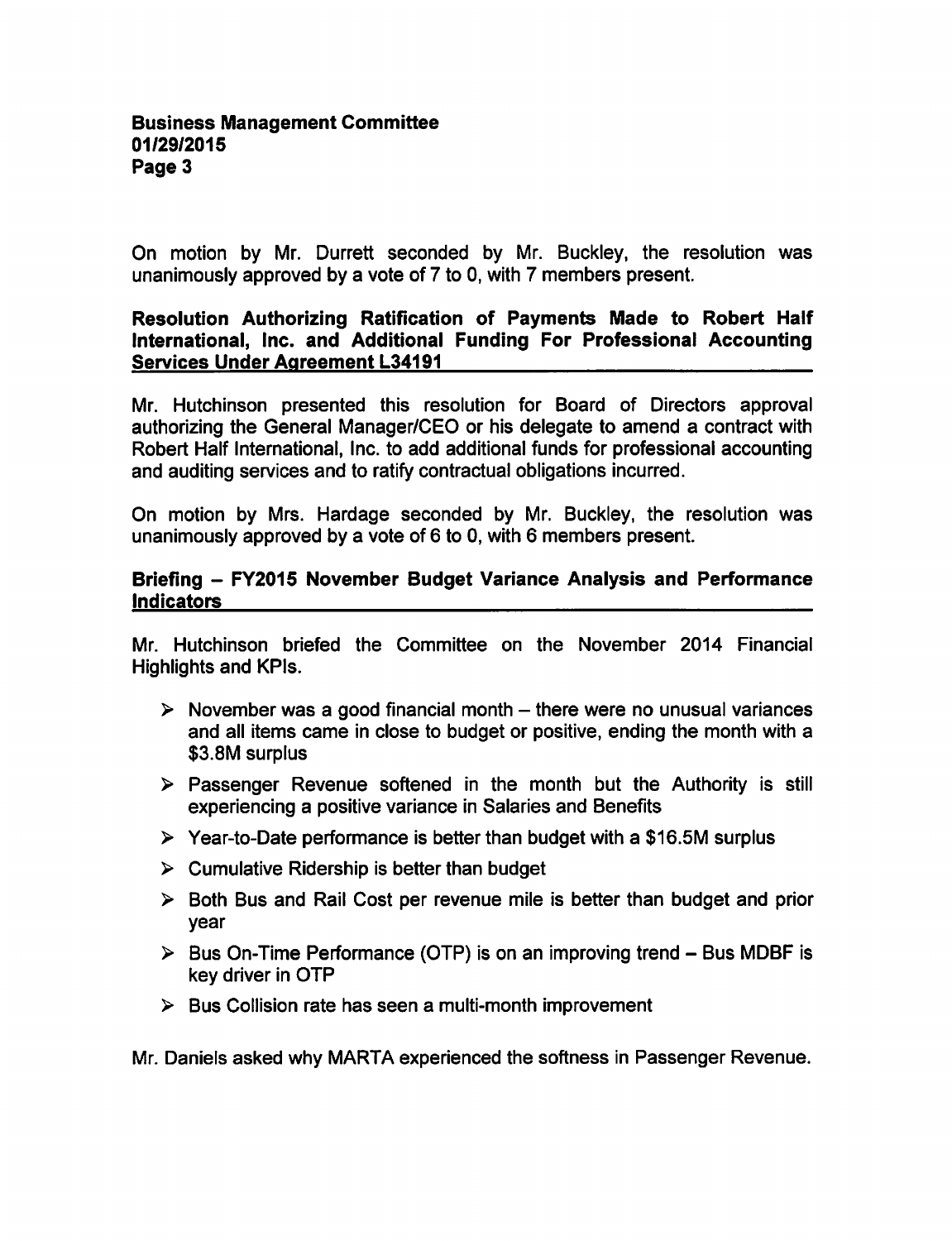On motion by Mr. Durrett seconded by Mr. Buckley, the resolution was unanimously approved by a vote of 7 to 0, with 7 members present.

## Resolution Authorizing Ratification of Payments Made to Robert Half International, Inc. and Additional Funding For Professional Accounting Services Under Agreement L34191

Mr. Hutchinson presented this resolution for Board of Directors approval authorizing the General Manager/CEO or his delegate to amend a contract with Robert Half International, Inc. to add additional funds for professional accounting and auditing services and to ratify contractual obligations incurred.

On motion by Mrs. Hardage seconded by Mr. Buckley, the resolution was unanimously approved by a vote of 6 to 0, with 6 members present.

## Briefing – FY2015 November Budget Variance Analysis and Performance Indicators

Mr. Hutchinson briefed the Committee on the November 2014 Financial Highlights and KPIs.

- November was a good financial month – there were no unusual variances and all items came in close to budget or positive, ending the month with a $3.8M surplus
- Passenger Revenue softened in the month but the Authority is still experiencing a positive variance in Salaries and Benefits
- Year-to-Date performance is better than budget with a $16.5M surplus
- Cumulative Ridership is better than budget
- Both Bus and Rail Cost per revenue mile is better than budget and prior year
- Bus On-Time Performance (OTP) is on an improving trend – Bus MDBF is key driver in OTP
- Bus Collision rate has seen a multi-month improvement

Mr. Daniels asked why MARTA experienced the softness in Passenger Revenue.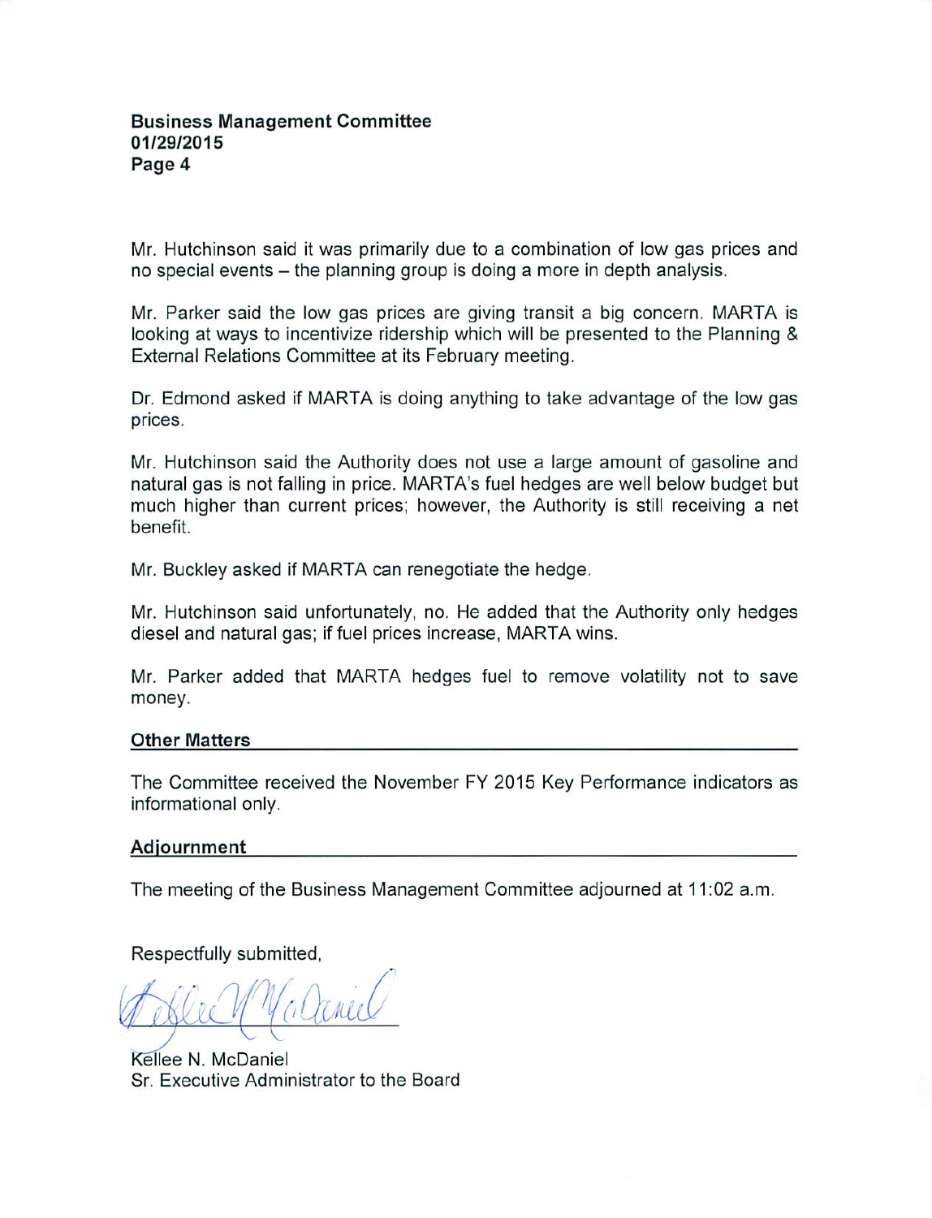Mr. Hutchinson said it was primarily due to a combination of low gas prices and no special events – the planning group is doing a more in depth analysis.

Mr. Parker said the low gas prices are giving transit a big concern. MARTA is looking at ways to incentivize ridership which will be presented to the Planning & External Relations Committee at its February meeting.

Dr. Edmond asked if MARTA is doing anything to take advantage of the low gas prices.

Mr. Hutchinson said the Authority does not use a large amount of gasoline and natural gas is not falling in price. MARTA's fuel hedges are well below budget but much higher than current prices; however, the Authority is still receiving a net benefit.

Mr. Buckley asked if MARTA can renegotiate the hedge.

Mr. Hutchinson said unfortunately, no. He added that the Authority only hedges diesel and natural gas; if fuel prices increase, MARTA wins.

Mr. Parker added that MARTA hedges fuel to remove volatility not to save money.

## Other Matters

The Committee received the November FY 2015 Key Performance indicators as informational only.

## Adjournment

The meeting of the Business Management Committee adjourned at 11:02 a.m.

Respectfully submitted,

Kellee N. McDaniel
Sr. Executive Administrator to the Board